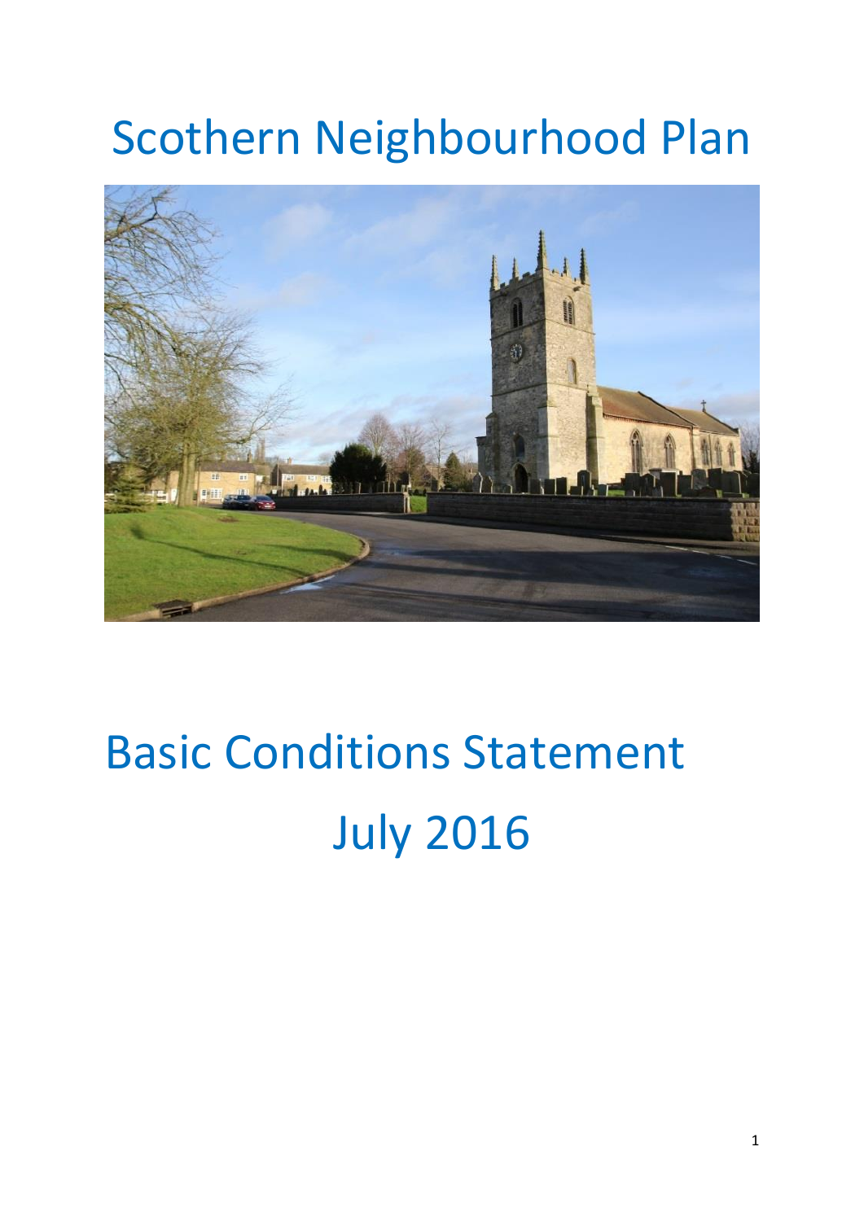# Scothern Neighbourhood Plan

# Basic Conditions Statement

# July 2016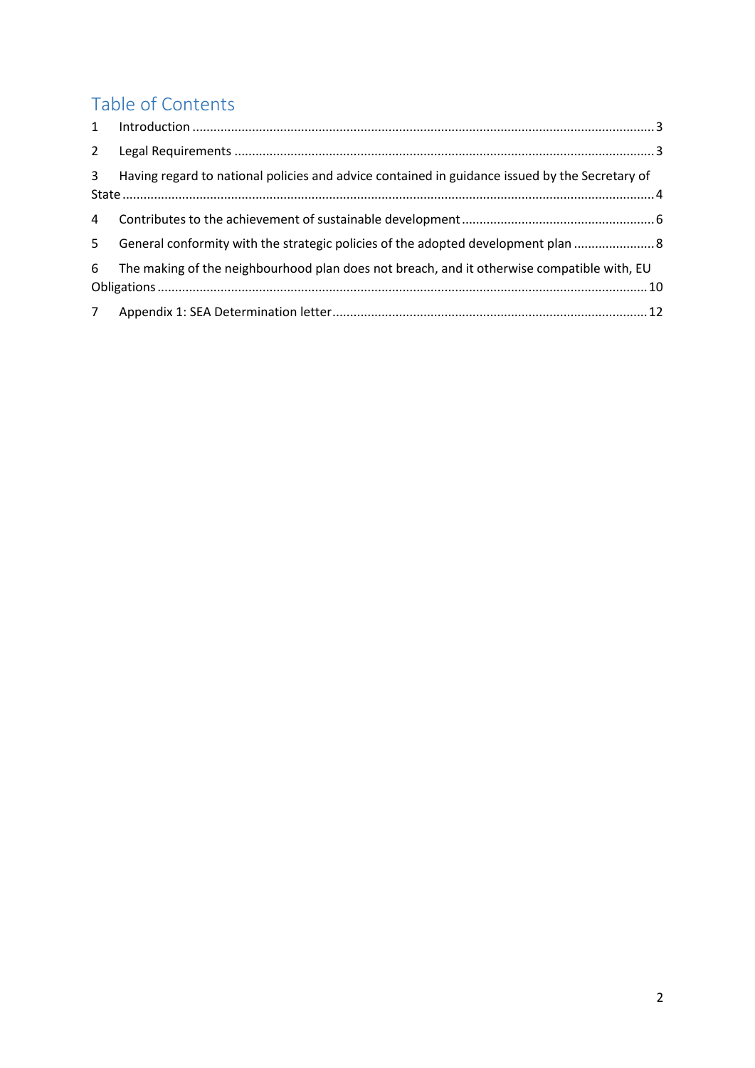# Table of Contents

1 Introduction .......... 3

2 Legal Requirements .......... 3

3 Having regard to national policies and advice contained in guidance issued by the Secretary of State .......... 4

4 Contributes to the achievement of sustainable development .......... 6

5 General conformity with the strategic policies of the adopted development plan .......... 8

6 The making of the neighbourhood plan does not breach, and it otherwise compatible with, EU Obligations .......... 10

7 Appendix 1: SEA Determination letter .......... 12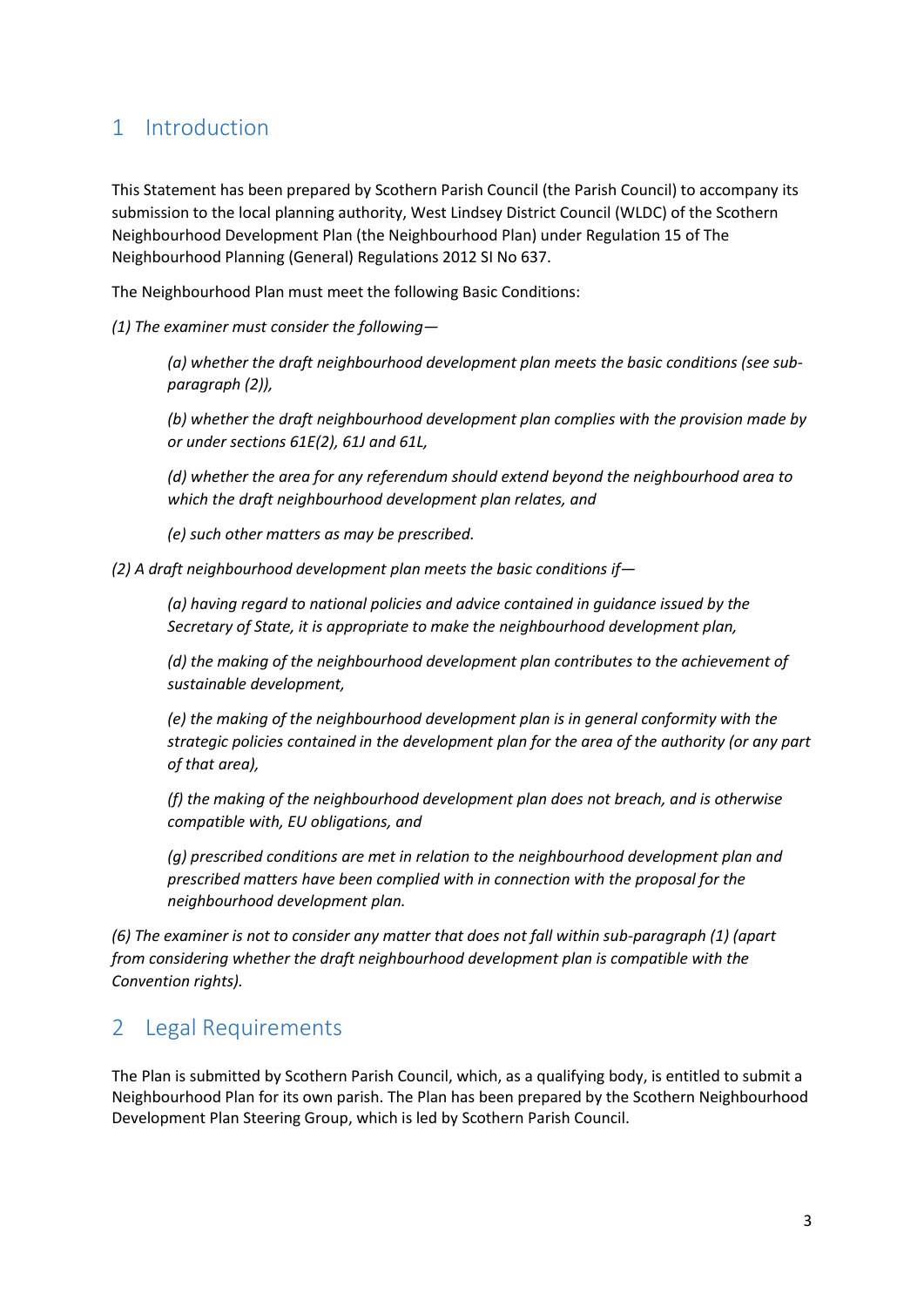# 1 Introduction

This Statement has been prepared by Scothern Parish Council (the Parish Council) to accompany its submission to the local planning authority, West Lindsey District Council (WLDC) of the Scothern Neighbourhood Development Plan (the Neighbourhood Plan) under Regulation 15 of The Neighbourhood Planning (General) Regulations 2012 SI No 637.

The Neighbourhood Plan must meet the following Basic Conditions:

*(1) The examiner must consider the following—*

> *(a) whether the draft neighbourhood development plan meets the basic conditions (see sub-paragraph (2)),*
>
> *(b) whether the draft neighbourhood development plan complies with the provision made by or under sections 61E(2), 61J and 61L,*
>
> *(d) whether the area for any referendum should extend beyond the neighbourhood area to which the draft neighbourhood development plan relates, and*
>
> *(e) such other matters as may be prescribed.*

*(2) A draft neighbourhood development plan meets the basic conditions if—*

> *(a) having regard to national policies and advice contained in guidance issued by the Secretary of State, it is appropriate to make the neighbourhood development plan,*
>
> *(d) the making of the neighbourhood development plan contributes to the achievement of sustainable development,*
>
> *(e) the making of the neighbourhood development plan is in general conformity with the strategic policies contained in the development plan for the area of the authority (or any part of that area),*
>
> *(f) the making of the neighbourhood development plan does not breach, and is otherwise compatible with, EU obligations, and*
>
> *(g) prescribed conditions are met in relation to the neighbourhood development plan and prescribed matters have been complied with in connection with the proposal for the neighbourhood development plan.*

*(6) The examiner is not to consider any matter that does not fall within sub-paragraph (1) (apart from considering whether the draft neighbourhood development plan is compatible with the Convention rights).*

# 2 Legal Requirements

The Plan is submitted by Scothern Parish Council, which, as a qualifying body, is entitled to submit a Neighbourhood Plan for its own parish. The Plan has been prepared by the Scothern Neighbourhood Development Plan Steering Group, which is led by Scothern Parish Council.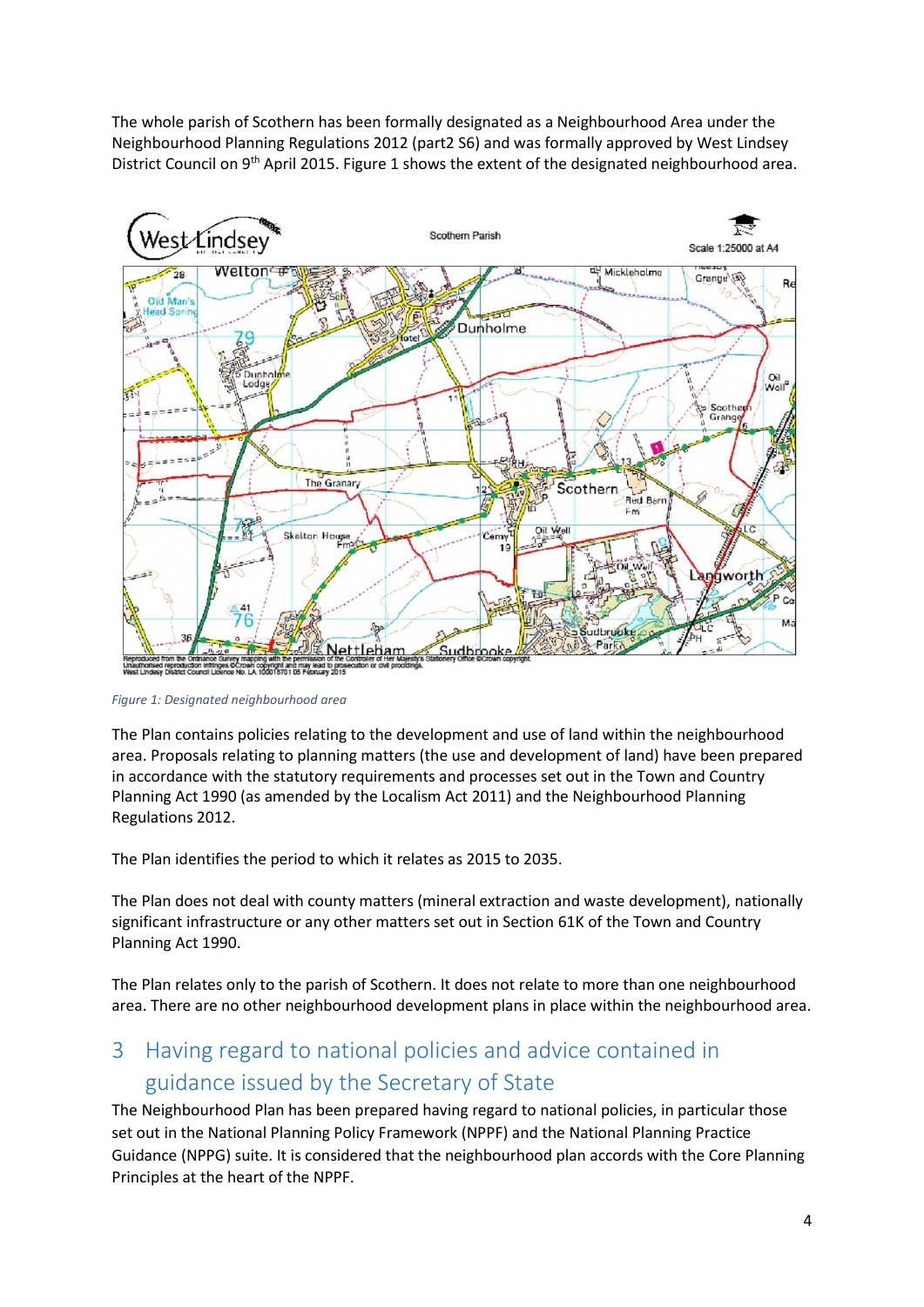The whole parish of Scothern has been formally designated as a Neighbourhood Area under the Neighbourhood Planning Regulations 2012 (part2 S6) and was formally approved by West Lindsey District Council on 9th April 2015. Figure 1 shows the extent of the designated neighbourhood area.

*Figure 1: Designated neighbourhood area*

The Plan contains policies relating to the development and use of land within the neighbourhood area. Proposals relating to planning matters (the use and development of land) have been prepared in accordance with the statutory requirements and processes set out in the Town and Country Planning Act 1990 (as amended by the Localism Act 2011) and the Neighbourhood Planning Regulations 2012.

The Plan identifies the period to which it relates as 2015 to 2035.

The Plan does not deal with county matters (mineral extraction and waste development), nationally significant infrastructure or any other matters set out in Section 61K of the Town and Country Planning Act 1990.

The Plan relates only to the parish of Scothern. It does not relate to more than one neighbourhood area. There are no other neighbourhood development plans in place within the neighbourhood area.

## 3 Having regard to national policies and advice contained in guidance issued by the Secretary of State

The Neighbourhood Plan has been prepared having regard to national policies, in particular those set out in the National Planning Policy Framework (NPPF) and the National Planning Practice Guidance (NPPG) suite. It is considered that the neighbourhood plan accords with the Core Planning Principles at the heart of the NPPF.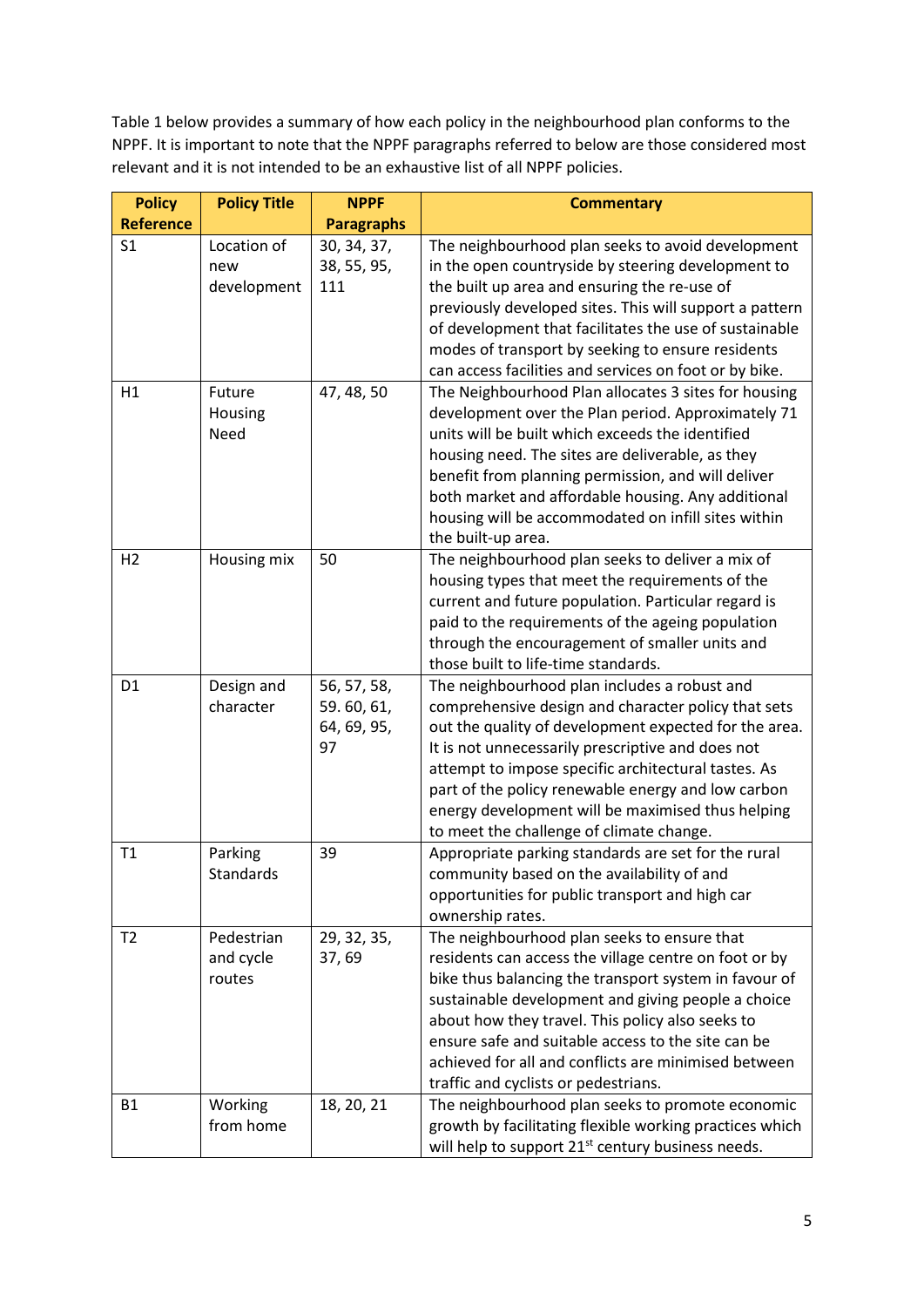Table 1 below provides a summary of how each policy in the neighbourhood plan conforms to the NPPF. It is important to note that the NPPF paragraphs referred to below are those considered most relevant and it is not intended to be an exhaustive list of all NPPF policies.

| Policy Reference | Policy Title | NPPF Paragraphs | Commentary |
|---|---|---|---|
| S1 | Location of new development | 30, 34, 37, 38, 55, 95, 111 | The neighbourhood plan seeks to avoid development in the open countryside by steering development to the built up area and ensuring the re-use of previously developed sites. This will support a pattern of development that facilitates the use of sustainable modes of transport by seeking to ensure residents can access facilities and services on foot or by bike. |
| H1 | Future Housing Need | 47, 48, 50 | The Neighbourhood Plan allocates 3 sites for housing development over the Plan period. Approximately 71 units will be built which exceeds the identified housing need. The sites are deliverable, as they benefit from planning permission, and will deliver both market and affordable housing. Any additional housing will be accommodated on infill sites within the built-up area. |
| H2 | Housing mix | 50 | The neighbourhood plan seeks to deliver a mix of housing types that meet the requirements of the current and future population. Particular regard is paid to the requirements of the ageing population through the encouragement of smaller units and those built to life-time standards. |
| D1 | Design and character | 56, 57, 58, 59. 60, 61, 64, 69, 95, 97 | The neighbourhood plan includes a robust and comprehensive design and character policy that sets out the quality of development expected for the area. It is not unnecessarily prescriptive and does not attempt to impose specific architectural tastes. As part of the policy renewable energy and low carbon energy development will be maximised thus helping to meet the challenge of climate change. |
| T1 | Parking Standards | 39 | Appropriate parking standards are set for the rural community based on the availability of and opportunities for public transport and high car ownership rates. |
| T2 | Pedestrian and cycle routes | 29, 32, 35, 37, 69 | The neighbourhood plan seeks to ensure that residents can access the village centre on foot or by bike thus balancing the transport system in favour of sustainable development and giving people a choice about how they travel. This policy also seeks to ensure safe and suitable access to the site can be achieved for all and conflicts are minimised between traffic and cyclists or pedestrians. |
| B1 | Working from home | 18, 20, 21 | The neighbourhood plan seeks to promote economic growth by facilitating flexible working practices which will help to support 21st century business needs. |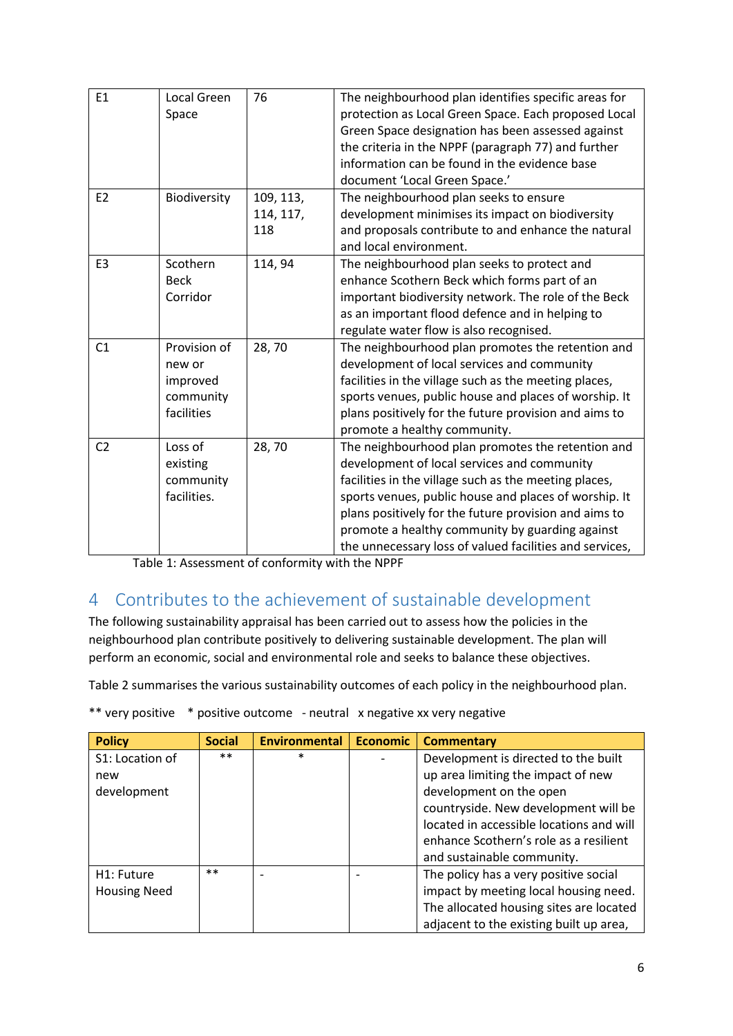| E1 | Local Green Space | 76 | The neighbourhood plan identifies specific areas for protection as Local Green Space. Each proposed Local Green Space designation has been assessed against the criteria in the NPPF (paragraph 77) and further information can be found in the evidence base document 'Local Green Space.' |
|---|---|---|---|
| E2 | Biodiversity | 109, 113, 114, 117, 118 | The neighbourhood plan seeks to ensure development minimises its impact on biodiversity and proposals contribute to and enhance the natural and local environment. |
| E3 | Scothern Beck Corridor | 114, 94 | The neighbourhood plan seeks to protect and enhance Scothern Beck which forms part of an important biodiversity network. The role of the Beck as an important flood defence and in helping to regulate water flow is also recognised. |
| C1 | Provision of new or improved community facilities | 28, 70 | The neighbourhood plan promotes the retention and development of local services and community facilities in the village such as the meeting places, sports venues, public house and places of worship. It plans positively for the future provision and aims to promote a healthy community. |
| C2 | Loss of existing community facilities. | 28, 70 | The neighbourhood plan promotes the retention and development of local services and community facilities in the village such as the meeting places, sports venues, public house and places of worship. It plans positively for the future provision and aims to promote a healthy community by guarding against the unnecessary loss of valued facilities and services, |

Table 1: Assessment of conformity with the NPPF

# 4 Contributes to the achievement of sustainable development

The following sustainability appraisal has been carried out to assess how the policies in the neighbourhood plan contribute positively to delivering sustainable development. The plan will perform an economic, social and environmental role and seeks to balance these objectives.

Table 2 summarises the various sustainability outcomes of each policy in the neighbourhood plan.

** very positive * positive outcome - neutral x negative xx very negative

| Policy | Social | Environmental | Economic | Commentary |
|---|---|---|---|---|
| S1: Location of new development | ** | * | - | Development is directed to the built up area limiting the impact of new development on the open countryside. New development will be located in accessible locations and will enhance Scothern's role as a resilient and sustainable community. |
| H1: Future Housing Need | ** | - | - | The policy has a very positive social impact by meeting local housing need. The allocated housing sites are located adjacent to the existing built up area, |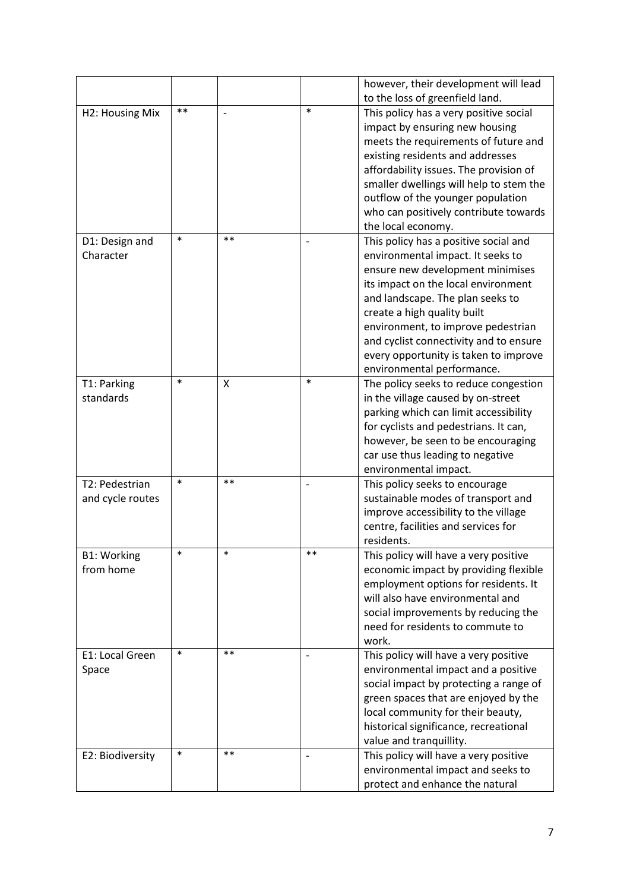| | | | | |
|---|---|---|---|---|
| | | | | however, their development will lead to the loss of greenfield land. |
| H2: Housing Mix | ** | - | * | This policy has a very positive social impact by ensuring new housing meets the requirements of future and existing residents and addresses affordability issues. The provision of smaller dwellings will help to stem the outflow of the younger population who can positively contribute towards the local economy. |
| D1: Design and Character | * | ** | - | This policy has a positive social and environmental impact. It seeks to ensure new development minimises its impact on the local environment and landscape. The plan seeks to create a high quality built environment, to improve pedestrian and cyclist connectivity and to ensure every opportunity is taken to improve environmental performance. |
| T1: Parking standards | * | X | * | The policy seeks to reduce congestion in the village caused by on-street parking which can limit accessibility for cyclists and pedestrians. It can, however, be seen to be encouraging car use thus leading to negative environmental impact. |
| T2: Pedestrian and cycle routes | * | ** | - | This policy seeks to encourage sustainable modes of transport and improve accessibility to the village centre, facilities and services for residents. |
| B1: Working from home | * | * | ** | This policy will have a very positive economic impact by providing flexible employment options for residents. It will also have environmental and social improvements by reducing the need for residents to commute to work. |
| E1: Local Green Space | * | ** | - | This policy will have a very positive environmental impact and a positive social impact by protecting a range of green spaces that are enjoyed by the local community for their beauty, historical significance, recreational value and tranquillity. |
| E2: Biodiversity | * | ** | - | This policy will have a very positive environmental impact and seeks to protect and enhance the natural |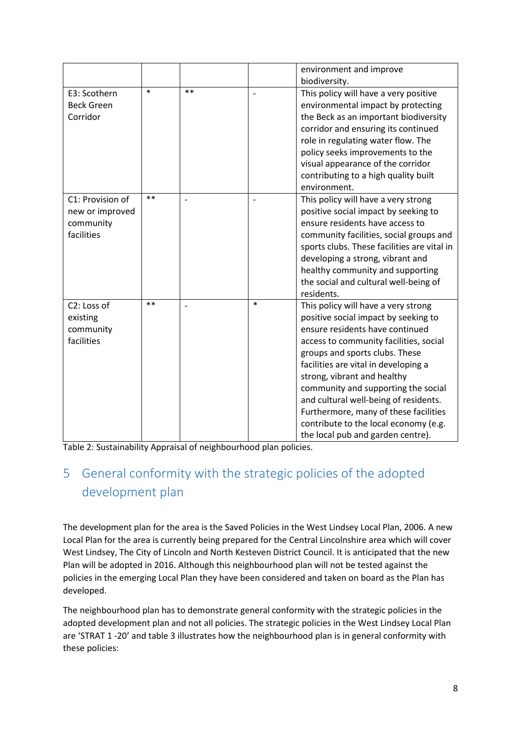| | | | | |
|---|---|---|---|---|
| | | | | environment and improve biodiversity. |
| E3: Scothern Beck Green Corridor | * | ** | - | This policy will have a very positive environmental impact by protecting the Beck as an important biodiversity corridor and ensuring its continued role in regulating water flow. The policy seeks improvements to the visual appearance of the corridor contributing to a high quality built environment. |
| C1: Provision of new or improved community facilities | ** | - | - | This policy will have a very strong positive social impact by seeking to ensure residents have access to community facilities, social groups and sports clubs. These facilities are vital in developing a strong, vibrant and healthy community and supporting the social and cultural well-being of residents. |
| C2: Loss of existing community facilities | ** | - | * | This policy will have a very strong positive social impact by seeking to ensure residents have continued access to community facilities, social groups and sports clubs. These facilities are vital in developing a strong, vibrant and healthy community and supporting the social and cultural well-being of residents. Furthermore, many of these facilities contribute to the local economy (e.g. the local pub and garden centre). |

Table 2: Sustainability Appraisal of neighbourhood plan policies.

# 5 General conformity with the strategic policies of the adopted development plan

The development plan for the area is the Saved Policies in the West Lindsey Local Plan, 2006. A new Local Plan for the area is currently being prepared for the Central Lincolnshire area which will cover West Lindsey, The City of Lincoln and North Kesteven District Council. It is anticipated that the new Plan will be adopted in 2016. Although this neighbourhood plan will not be tested against the policies in the emerging Local Plan they have been considered and taken on board as the Plan has developed.

The neighbourhood plan has to demonstrate general conformity with the strategic policies in the adopted development plan and not all policies. The strategic policies in the West Lindsey Local Plan are 'STRAT 1 -20' and table 3 illustrates how the neighbourhood plan is in general conformity with these policies: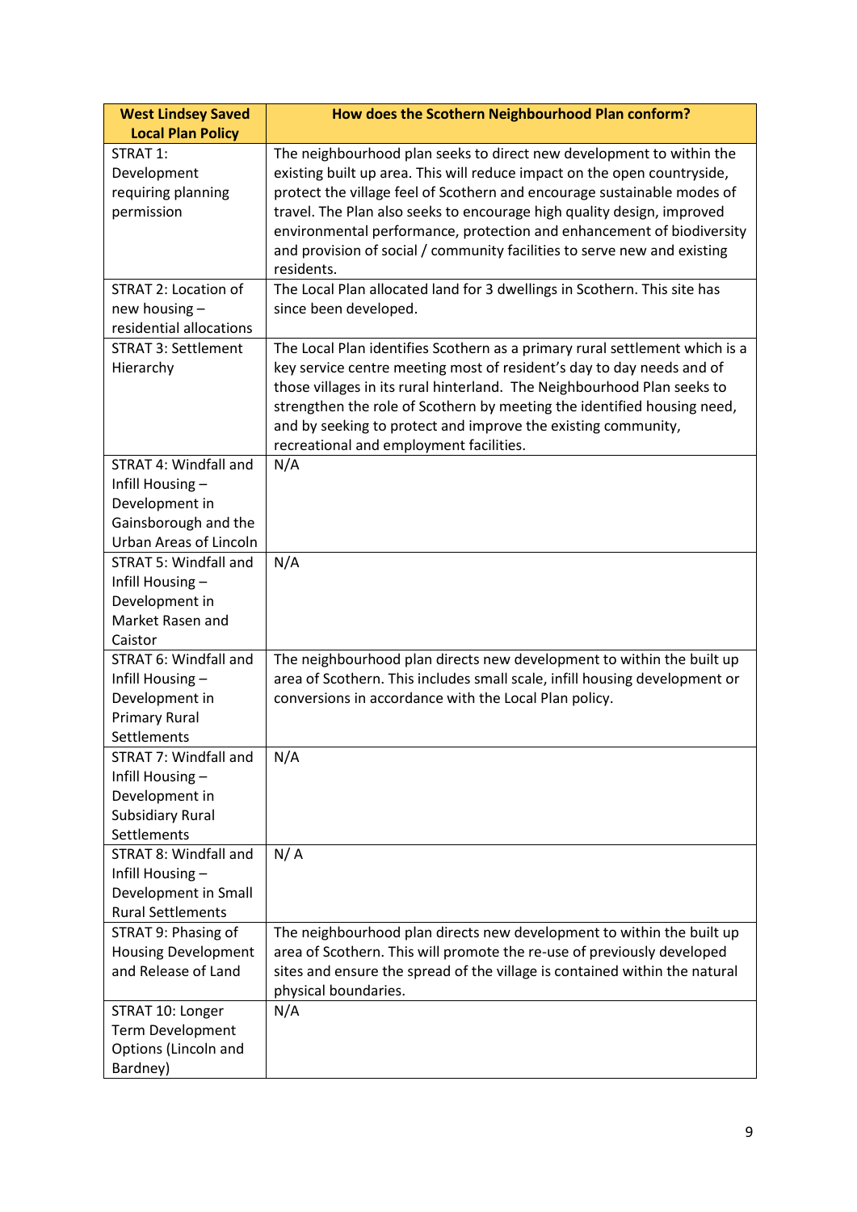| West Lindsey Saved Local Plan Policy | How does the Scothern Neighbourhood Plan conform? |
|---|---|
| STRAT 1: Development requiring planning permission | The neighbourhood plan seeks to direct new development to within the existing built up area. This will reduce impact on the open countryside, protect the village feel of Scothern and encourage sustainable modes of travel. The Plan also seeks to encourage high quality design, improved environmental performance, protection and enhancement of biodiversity and provision of social / community facilities to serve new and existing residents. |
| STRAT 2: Location of new housing – residential allocations | The Local Plan allocated land for 3 dwellings in Scothern. This site has since been developed. |
| STRAT 3: Settlement Hierarchy | The Local Plan identifies Scothern as a primary rural settlement which is a key service centre meeting most of resident's day to day needs and of those villages in its rural hinterland. The Neighbourhood Plan seeks to strengthen the role of Scothern by meeting the identified housing need, and by seeking to protect and improve the existing community, recreational and employment facilities. |
| STRAT 4: Windfall and Infill Housing – Development in Gainsborough and the Urban Areas of Lincoln | N/A |
| STRAT 5: Windfall and Infill Housing – Development in Market Rasen and Caistor | N/A |
| STRAT 6: Windfall and Infill Housing – Development in Primary Rural Settlements | The neighbourhood plan directs new development to within the built up area of Scothern. This includes small scale, infill housing development or conversions in accordance with the Local Plan policy. |
| STRAT 7: Windfall and Infill Housing – Development in Subsidiary Rural Settlements | N/A |
| STRAT 8: Windfall and Infill Housing – Development in Small Rural Settlements | N/ A |
| STRAT 9: Phasing of Housing Development and Release of Land | The neighbourhood plan directs new development to within the built up area of Scothern. This will promote the re-use of previously developed sites and ensure the spread of the village is contained within the natural physical boundaries. |
| STRAT 10: Longer Term Development Options (Lincoln and Bardney) | N/A |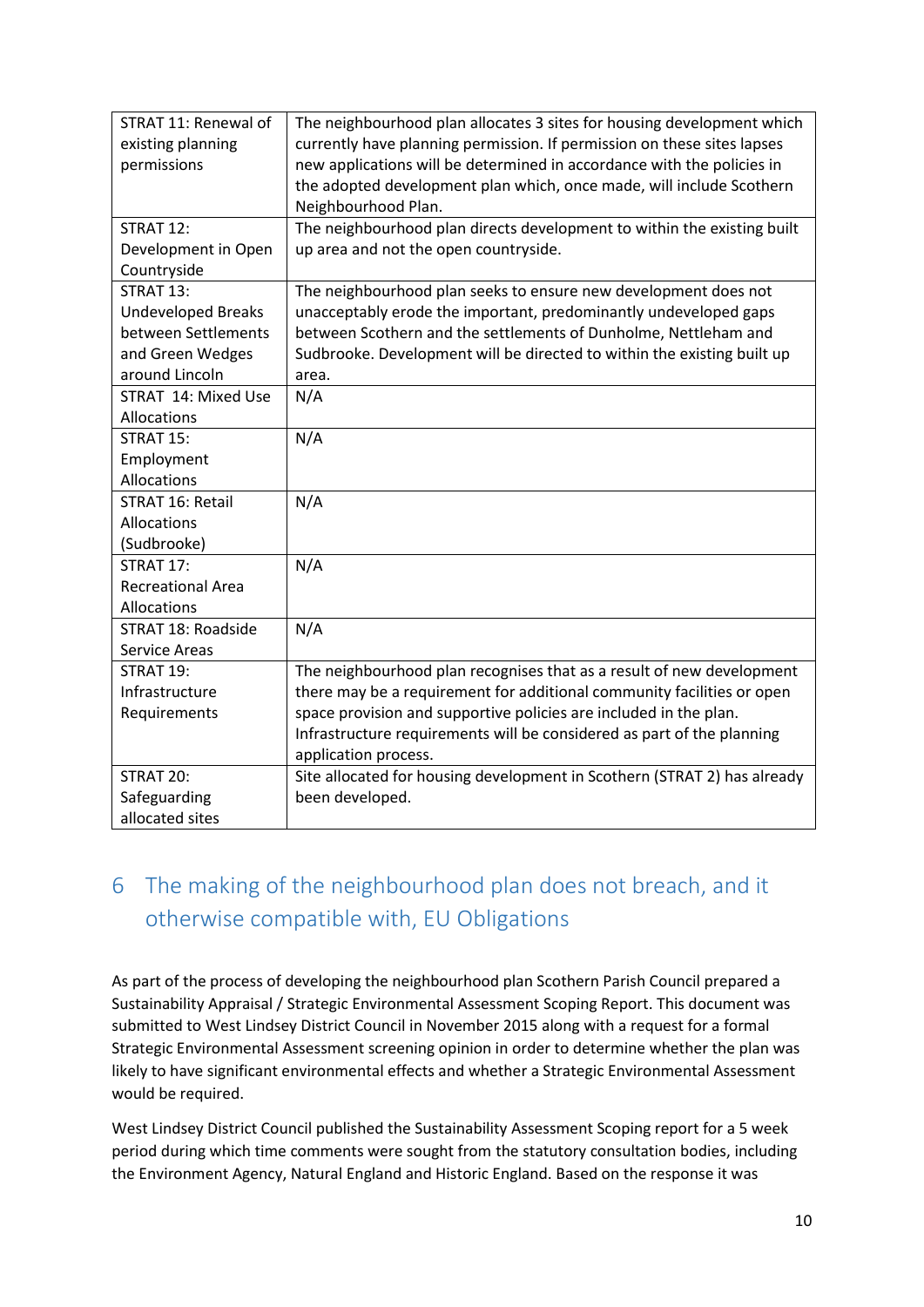| STRAT 11: Renewal of existing planning permissions | The neighbourhood plan allocates 3 sites for housing development which currently have planning permission. If permission on these sites lapses new applications will be determined in accordance with the policies in the adopted development plan which, once made, will include Scothern Neighbourhood Plan. |
|---|---|
| STRAT 12: Development in Open Countryside | The neighbourhood plan directs development to within the existing built up area and not the open countryside. |
| STRAT 13: Undeveloped Breaks between Settlements and Green Wedges around Lincoln | The neighbourhood plan seeks to ensure new development does not unacceptably erode the important, predominantly undeveloped gaps between Scothern and the settlements of Dunholme, Nettleham and Sudbrooke. Development will be directed to within the existing built up area. |
| STRAT 14: Mixed Use Allocations | N/A |
| STRAT 15: Employment Allocations | N/A |
| STRAT 16: Retail Allocations (Sudbrooke) | N/A |
| STRAT 17: Recreational Area Allocations | N/A |
| STRAT 18: Roadside Service Areas | N/A |
| STRAT 19: Infrastructure Requirements | The neighbourhood plan recognises that as a result of new development there may be a requirement for additional community facilities or open space provision and supportive policies are included in the plan. Infrastructure requirements will be considered as part of the planning application process. |
| STRAT 20: Safeguarding allocated sites | Site allocated for housing development in Scothern (STRAT 2) has already been developed. |

# 6 The making of the neighbourhood plan does not breach, and it otherwise compatible with, EU Obligations

As part of the process of developing the neighbourhood plan Scothern Parish Council prepared a Sustainability Appraisal / Strategic Environmental Assessment Scoping Report. This document was submitted to West Lindsey District Council in November 2015 along with a request for a formal Strategic Environmental Assessment screening opinion in order to determine whether the plan was likely to have significant environmental effects and whether a Strategic Environmental Assessment would be required.

West Lindsey District Council published the Sustainability Assessment Scoping report for a 5 week period during which time comments were sought from the statutory consultation bodies, including the Environment Agency, Natural England and Historic England. Based on the response it was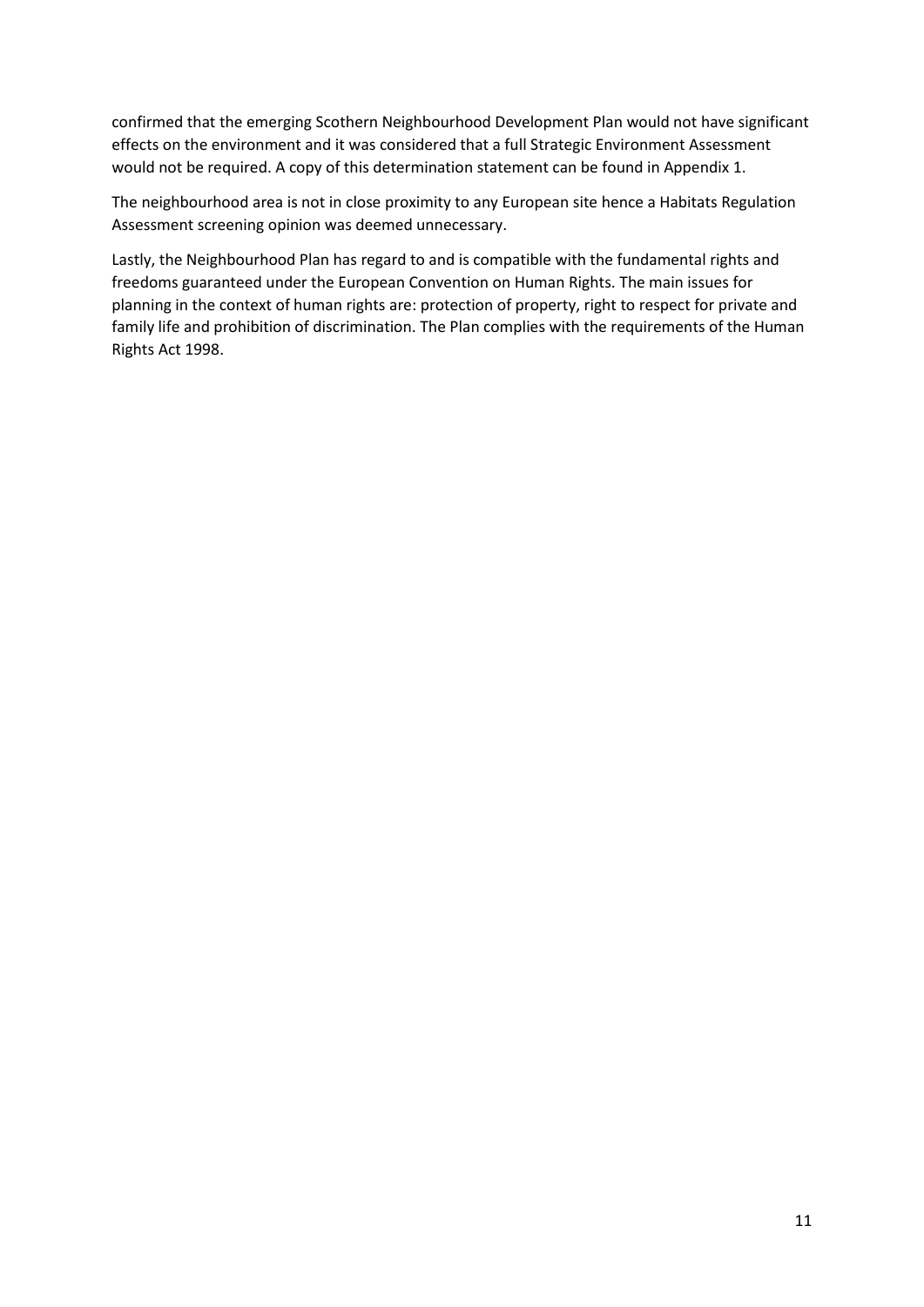confirmed that the emerging Scothern Neighbourhood Development Plan would not have significant effects on the environment and it was considered that a full Strategic Environment Assessment would not be required. A copy of this determination statement can be found in Appendix 1.

The neighbourhood area is not in close proximity to any European site hence a Habitats Regulation Assessment screening opinion was deemed unnecessary.

Lastly, the Neighbourhood Plan has regard to and is compatible with the fundamental rights and freedoms guaranteed under the European Convention on Human Rights. The main issues for planning in the context of human rights are: protection of property, right to respect for private and family life and prohibition of discrimination. The Plan complies with the requirements of the Human Rights Act 1998.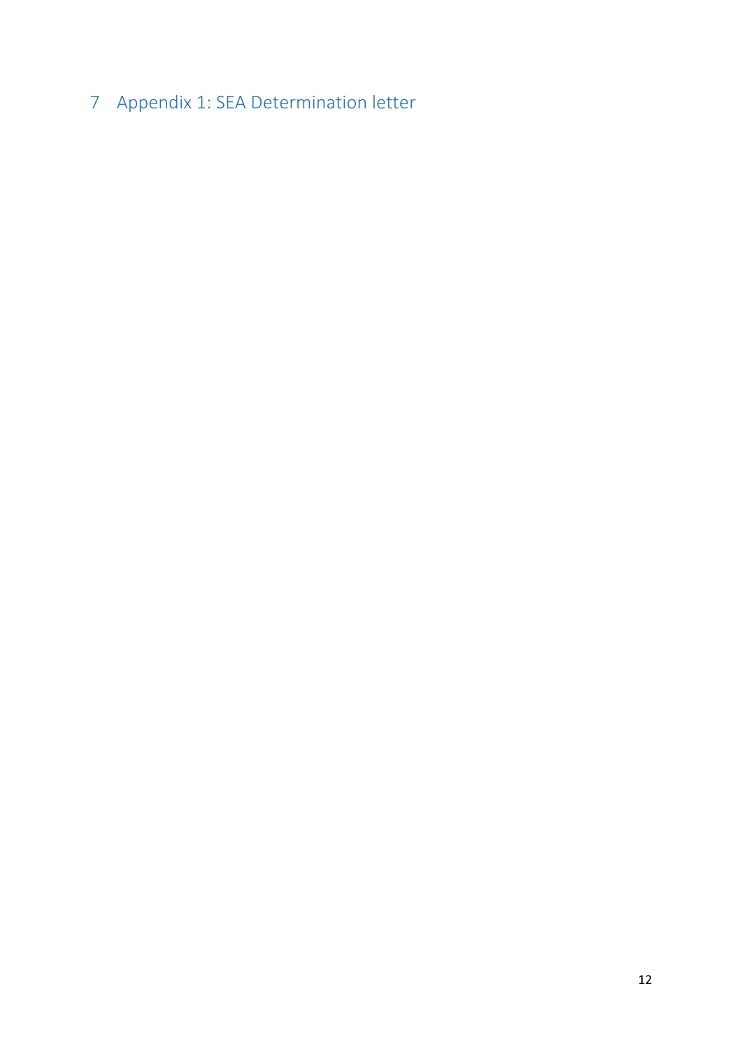# 7 Appendix 1: SEA Determination letter